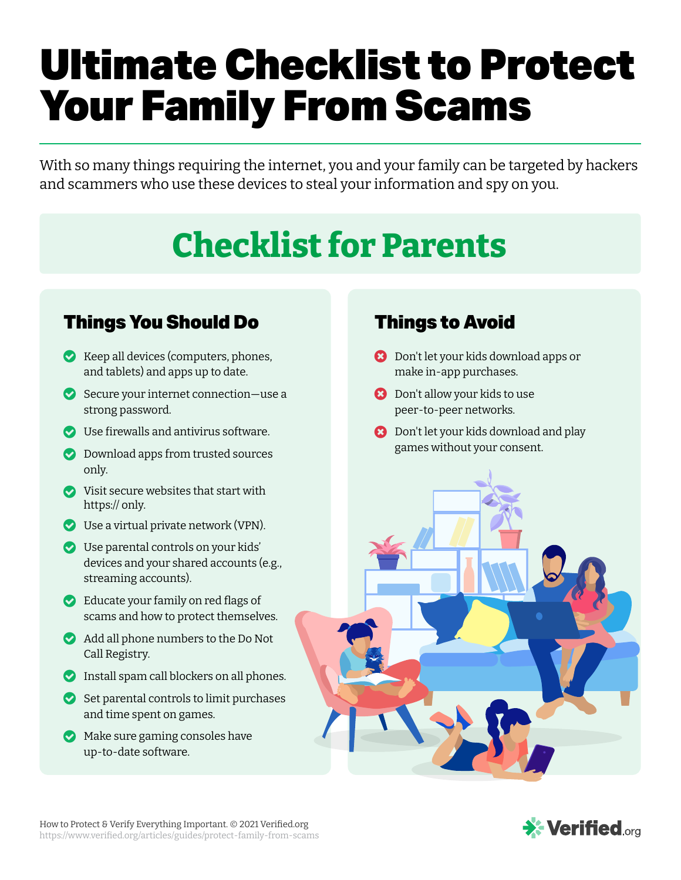# Ultimate Checklist to Protect Your Family From Scams

With so many things requiring the internet, you and your family can be targeted by hackers and scammers who use these devices to steal your information and spy on you.

## Checklist for Parents

### Things You Should Do

- Keep all devices (computers, phones, and tablets) and apps up to date.
- Secure your internet connection—use a strong password.
- Use firewalls and antivirus software.
- Download apps from trusted sources only.
- Visit secure websites that start with https:// only.
- Use a virtual private network (VPN).
- Use parental controls on your kids' devices and your shared accounts (e.g., streaming accounts).
- Educate your family on red flags of scams and how to protect themselves.
- Add all phone numbers to the Do Not Call Registry.
- Install spam call blockers on all phones.
- Set parental controls to limit purchases and time spent on games.
- Make sure gaming consoles have up-to-date software.

### Things to Avoid

- Don't let your kids download apps or make in-app purchases.
- Don't allow your kids to use peer-to-peer networks.
- Don't let your kids download and play games without your consent.

How to Protect & Verify Everything Important. © 2021 Verified.org
https://www.verified.org/articles/guides/protect-family-from-scams

Verified.org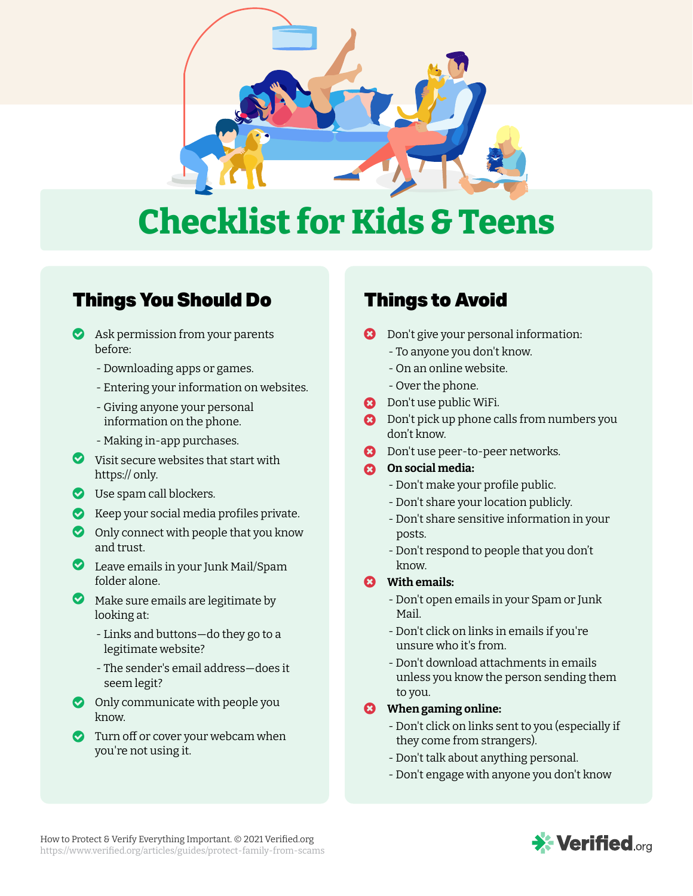# Checklist for Kids & Teens

## Things You Should Do

- Ask permission from your parents before:
  - Downloading apps or games.
  - Entering your information on websites.
  - Giving anyone your personal information on the phone.
  - Making in-app purchases.
- Visit secure websites that start with https:// only.
- Use spam call blockers.
- Keep your social media profiles private.
- Only connect with people that you know and trust.
- Leave emails in your Junk Mail/Spam folder alone.
- Make sure emails are legitimate by looking at:
  - Links and buttons—do they go to a legitimate website?
  - The sender's email address—does it seem legit?
- Only communicate with people you know.
- Turn off or cover your webcam when you're not using it.

## Things to Avoid

- Don't give your personal information:
  - To anyone you don't know.
  - On an online website.
  - Over the phone.
- Don't use public WiFi.
- Don't pick up phone calls from numbers you don't know.
- Don't use peer-to-peer networks.
- **On social media:**
  - Don't make your profile public.
  - Don't share your location publicly.
  - Don't share sensitive information in your posts.
  - Don't respond to people that you don't know.
- **With emails:**
  - Don't open emails in your Spam or Junk Mail.
  - Don't click on links in emails if you're unsure who it's from.
  - Don't download attachments in emails unless you know the person sending them to you.
- **When gaming online:**
  - Don't click on links sent to you (especially if they come from strangers).
  - Don't talk about anything personal.
  - Don't engage with anyone you don't know

How to Protect & Verify Everything Important. © 2021 Verified.org
https://www.verified.org/articles/guides/protect-family-from-scams

Verified.org